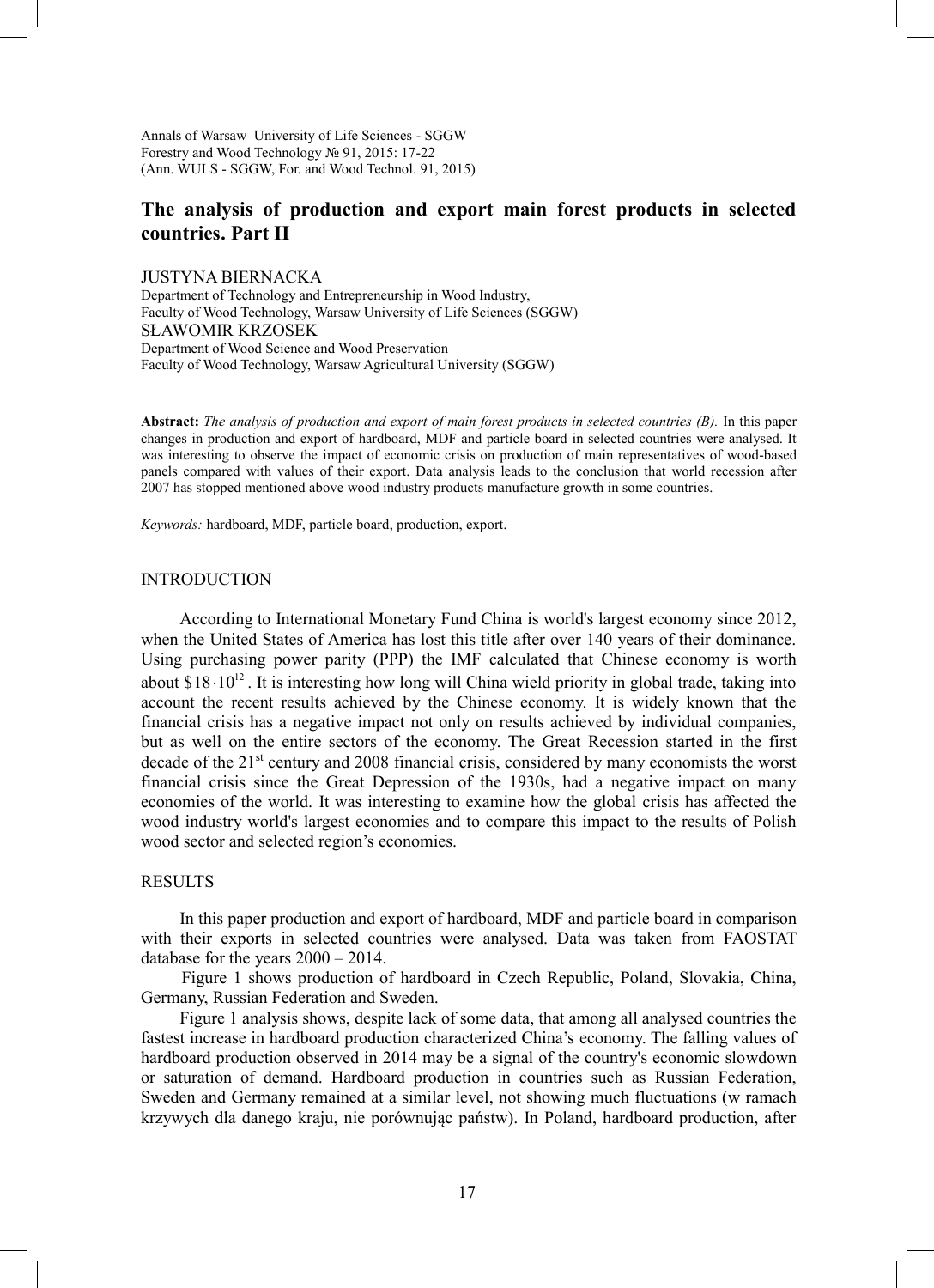Annals of Warsaw University of Life Sciences - SGGW
Forestry and Wood Technology № 91, 2015: 17-22
(Ann. WULS - SGGW, For. and Wood Technol. 91, 2015)

# The analysis of production and export main forest products in selected countries. Part II

JUSTYNA BIERNACKA
Department of Technology and Entrepreneurship in Wood Industry,
Faculty of Wood Technology, Warsaw University of Life Sciences (SGGW)
SŁAWOMIR KRZOSEK
Department of Wood Science and Wood Preservation
Faculty of Wood Technology, Warsaw Agricultural University (SGGW)

**Abstract:** *The analysis of production and export of main forest products in selected countries (B).* In this paper changes in production and export of hardboard, MDF and particle board in selected countries were analysed. It was interesting to observe the impact of economic crisis on production of main representatives of wood-based panels compared with values of their export. Data analysis leads to the conclusion that world recession after 2007 has stopped mentioned above wood industry products manufacture growth in some countries.

*Keywords:* hardboard, MDF, particle board, production, export.

## INTRODUCTION

According to International Monetary Fund China is world's largest economy since 2012, when the United States of America has lost this title after over 140 years of their dominance. Using purchasing power parity (PPP) the IMF calculated that Chinese economy is worth about $\$18 \cdot 10^{12}$. It is interesting how long will China wield priority in global trade, taking into account the recent results achieved by the Chinese economy. It is widely known that the financial crisis has a negative impact not only on results achieved by individual companies, but as well on the entire sectors of the economy. The Great Recession started in the first decade of the 21st century and 2008 financial crisis, considered by many economists the worst financial crisis since the Great Depression of the 1930s, had a negative impact on many economies of the world. It was interesting to examine how the global crisis has affected the wood industry world's largest economies and to compare this impact to the results of Polish wood sector and selected region's economies.

## RESULTS

In this paper production and export of hardboard, MDF and particle board in comparison with their exports in selected countries were analysed. Data was taken from FAOSTAT database for the years 2000 – 2014.

Figure 1 shows production of hardboard in Czech Republic, Poland, Slovakia, China, Germany, Russian Federation and Sweden.

Figure 1 analysis shows, despite lack of some data, that among all analysed countries the fastest increase in hardboard production characterized China's economy. The falling values of hardboard production observed in 2014 may be a signal of the country's economic slowdown or saturation of demand. Hardboard production in countries such as Russian Federation, Sweden and Germany remained at a similar level, not showing much fluctuations (w ramach krzywych dla danego kraju, nie porównując państw). In Poland, hardboard production, after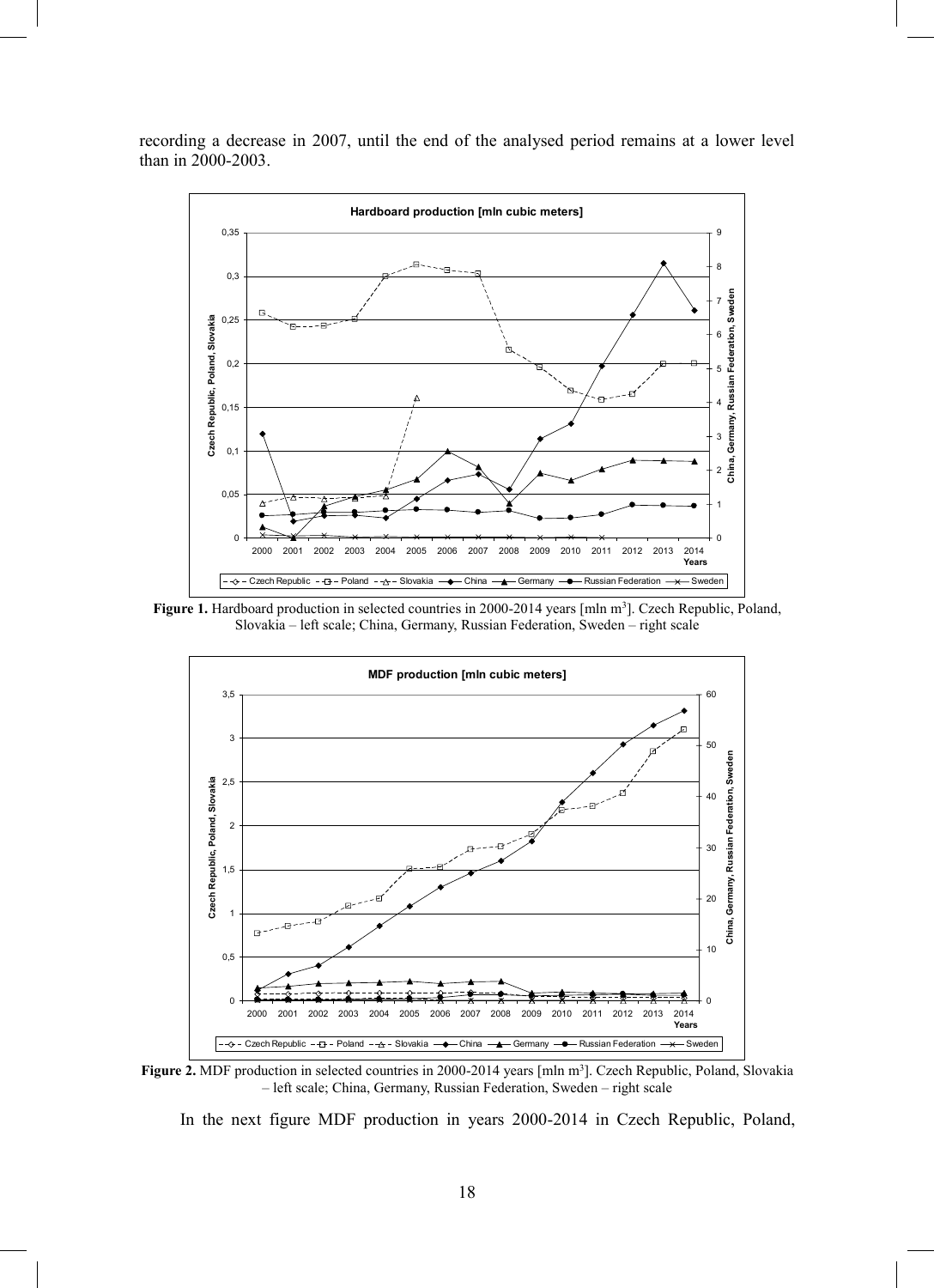recording a decrease in 2007, until the end of the analysed period remains at a lower level than in 2000-2003.

**Figure 1.** Hardboard production in selected countries in 2000-2014 years [mln m$^3$]. Czech Republic, Poland, Slovakia – left scale; China, Germany, Russian Federation, Sweden – right scale

**Figure 2.** MDF production in selected countries in 2000-2014 years [mln m$^3$]. Czech Republic, Poland, Slovakia – left scale; China, Germany, Russian Federation, Sweden – right scale

In the next figure MDF production in years 2000-2014 in Czech Republic, Poland,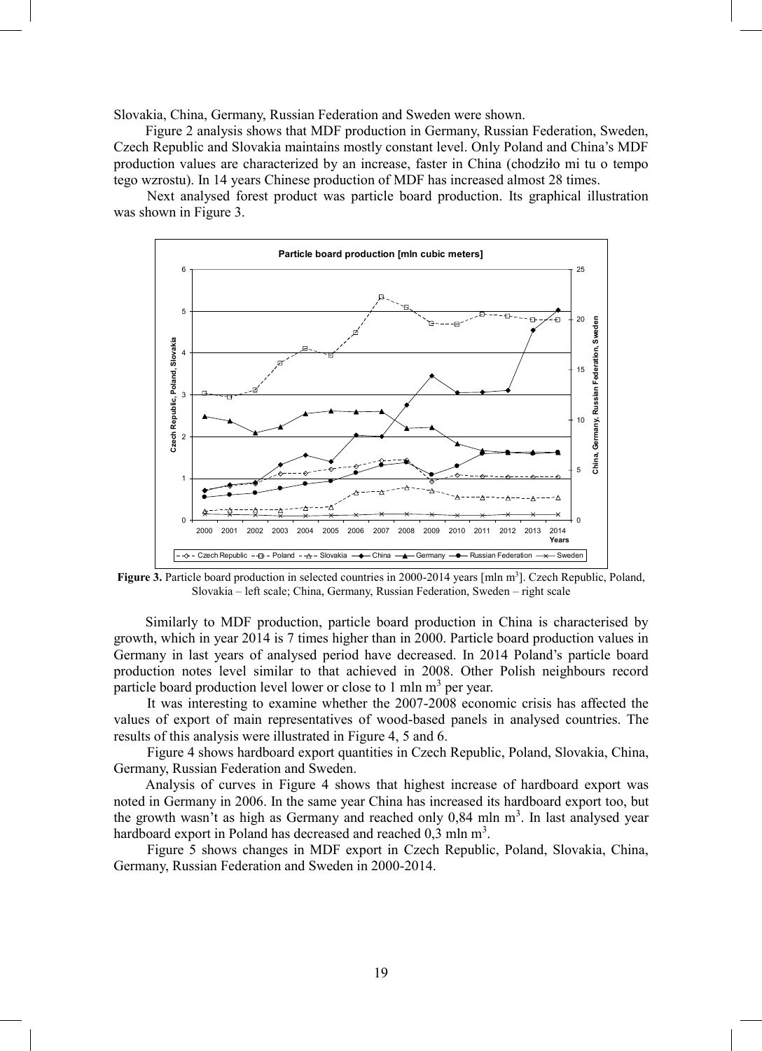Slovakia, China, Germany, Russian Federation and Sweden were shown.

Figure 2 analysis shows that MDF production in Germany, Russian Federation, Sweden, Czech Republic and Slovakia maintains mostly constant level. Only Poland and China's MDF production values are characterized by an increase, faster in China (chodziło mi tu o tempo tego wzrostu). In 14 years Chinese production of MDF has increased almost 28 times.

Next analysed forest product was particle board production. Its graphical illustration was shown in Figure 3.

**Figure 3.** Particle board production in selected countries in 2000-2014 years [mln $m^3$]. Czech Republic, Poland, Slovakia – left scale; China, Germany, Russian Federation, Sweden – right scale

Similarly to MDF production, particle board production in China is characterised by growth, which in year 2014 is 7 times higher than in 2000. Particle board production values in Germany in last years of analysed period have decreased. In 2014 Poland's particle board production notes level similar to that achieved in 2008. Other Polish neighbours record particle board production level lower or close to 1 mln $m^3$ per year.

It was interesting to examine whether the 2007-2008 economic crisis has affected the values of export of main representatives of wood-based panels in analysed countries. The results of this analysis were illustrated in Figure 4, 5 and 6.

Figure 4 shows hardboard export quantities in Czech Republic, Poland, Slovakia, China, Germany, Russian Federation and Sweden.

Analysis of curves in Figure 4 shows that highest increase of hardboard export was noted in Germany in 2006. In the same year China has increased its hardboard export too, but the growth wasn't as high as Germany and reached only 0,84 mln $m^3$. In last analysed year hardboard export in Poland has decreased and reached 0,3 mln $m^3$.

Figure 5 shows changes in MDF export in Czech Republic, Poland, Slovakia, China, Germany, Russian Federation and Sweden in 2000-2014.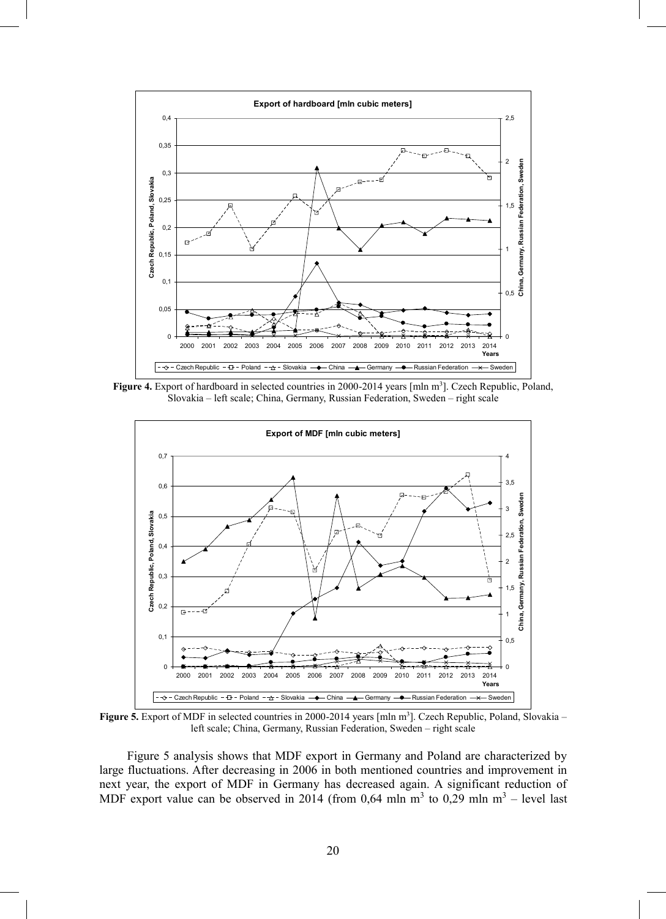**Figure 4.** Export of hardboard in selected countries in 2000-2014 years [mln m$^3$]. Czech Republic, Poland, Slovakia – left scale; China, Germany, Russian Federation, Sweden – right scale

**Figure 5.** Export of MDF in selected countries in 2000-2014 years [mln m$^3$]. Czech Republic, Poland, Slovakia – left scale; China, Germany, Russian Federation, Sweden – right scale

Figure 5 analysis shows that MDF export in Germany and Poland are characterized by large fluctuations. After decreasing in 2006 in both mentioned countries and improvement in next year, the export of MDF in Germany has decreased again. A significant reduction of MDF export value can be observed in 2014 (from 0,64 mln m$^3$ to 0,29 mln m$^3$ – level last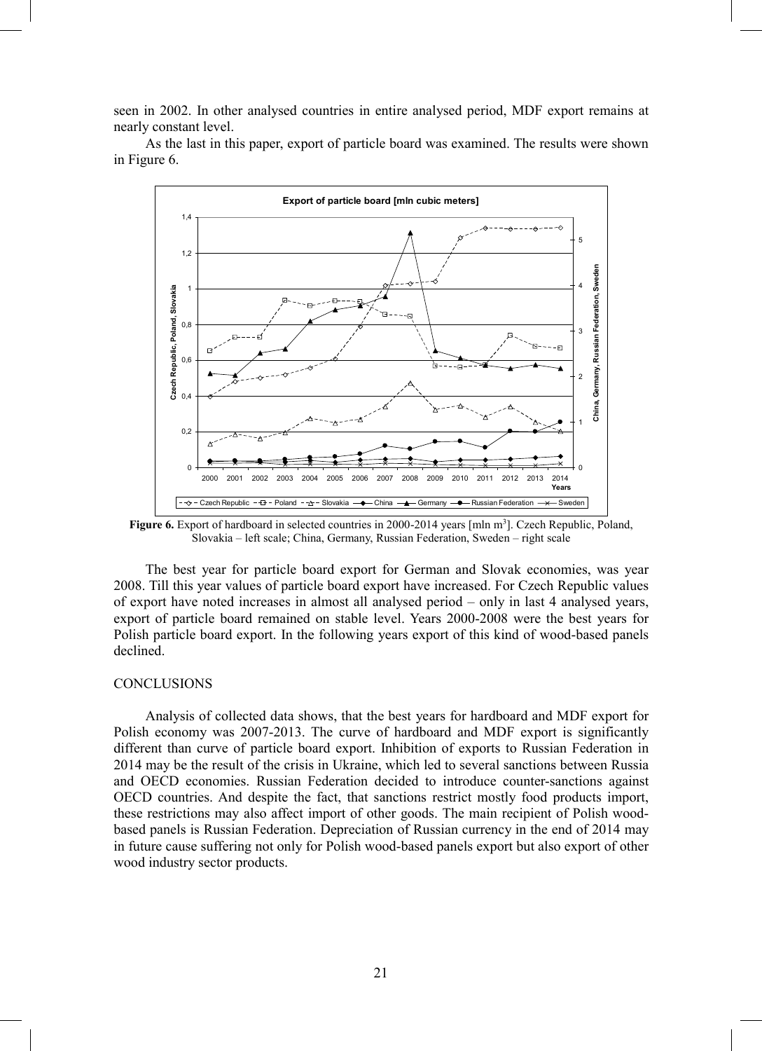seen in 2002. In other analysed countries in entire analysed period, MDF export remains at nearly constant level.

As the last in this paper, export of particle board was examined. The results were shown in Figure 6.

**Figure 6.** Export of hardboard in selected countries in 2000-2014 years [mln m[3]]. Czech Republic, Poland, Slovakia – left scale; China, Germany, Russian Federation, Sweden – right scale

The best year for particle board export for German and Slovak economies, was year 2008. Till this year values of particle board export have increased. For Czech Republic values of export have noted increases in almost all analysed period – only in last 4 analysed years, export of particle board remained on stable level. Years 2000-2008 were the best years for Polish particle board export. In the following years export of this kind of wood-based panels declined.

## CONCLUSIONS

Analysis of collected data shows, that the best years for hardboard and MDF export for Polish economy was 2007-2013. The curve of hardboard and MDF export is significantly different than curve of particle board export. Inhibition of exports to Russian Federation in 2014 may be the result of the crisis in Ukraine, which led to several sanctions between Russia and OECD economies. Russian Federation decided to introduce counter-sanctions against OECD countries. And despite the fact, that sanctions restrict mostly food products import, these restrictions may also affect import of other goods. The main recipient of Polish wood-based panels is Russian Federation. Depreciation of Russian currency in the end of 2014 may in future cause suffering not only for Polish wood-based panels export but also export of other wood industry sector products.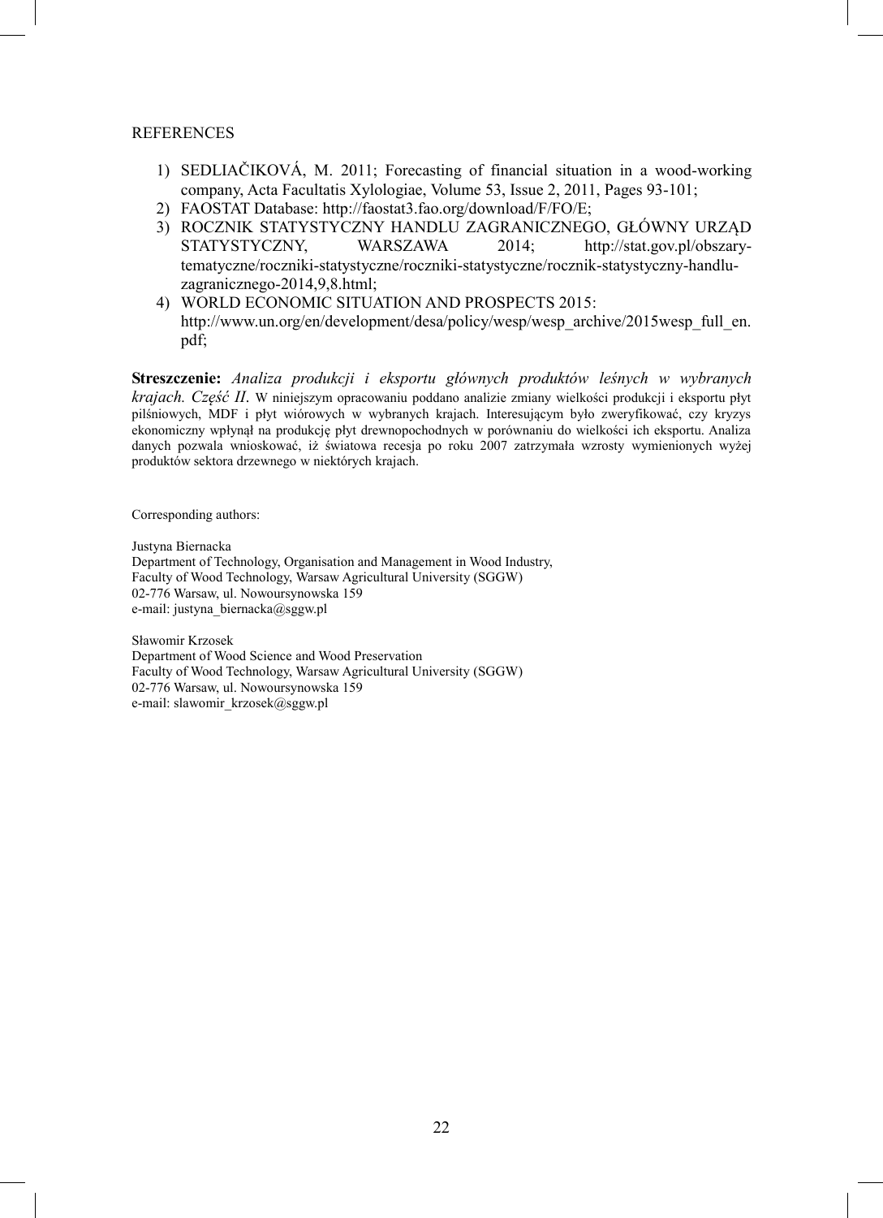## REFERENCES

1) SEDLIAČIKOVÁ, M. 2011; Forecasting of financial situation in a wood-working company, Acta Facultatis Xylologiae, Volume 53, Issue 2, 2011, Pages 93-101;
2) FAOSTAT Database: http://faostat3.fao.org/download/F/FO/E;
3) ROCZNIK STATYSTYCZNY HANDLU ZAGRANICZNEGO, GŁÓWNY URZĄD STATYSTYCZNY, WARSZAWA 2014; http://stat.gov.pl/obszary-tematyczne/roczniki-statystyczne/roczniki-statystyczne/rocznik-statystyczny-handlu-zagranicznego-2014,9,8.html;
4) WORLD ECONOMIC SITUATION AND PROSPECTS 2015: http://www.un.org/en/development/desa/policy/wesp/wesp_archive/2015wesp_full_en.pdf;

**Streszczenie:** *Analiza produkcji i eksportu głównych produktów leśnych w wybranych krajach. Część II.* W niniejszym opracowaniu poddano analizie zmiany wielkości produkcji i eksportu płyt pilśniowych, MDF i płyt wiórowych w wybranych krajach. Interesującym było zweryfikować, czy kryzys ekonomiczny wpłynął na produkcję płyt drewnopochodnych w porównaniu do wielkości ich eksportu. Analiza danych pozwala wnioskować, iż światowa recesja po roku 2007 zatrzymała wzrosty wymienionych wyżej produktów sektora drzewnego w niektórych krajach.

Corresponding authors:

Justyna Biernacka
Department of Technology, Organisation and Management in Wood Industry,
Faculty of Wood Technology, Warsaw Agricultural University (SGGW)
02-776 Warsaw, ul. Nowoursynowska 159
e-mail: justyna_biernacka@sggw.pl

Sławomir Krzosek
Department of Wood Science and Wood Preservation
Faculty of Wood Technology, Warsaw Agricultural University (SGGW)
02-776 Warsaw, ul. Nowoursynowska 159
e-mail: slawomir_krzosek@sggw.pl